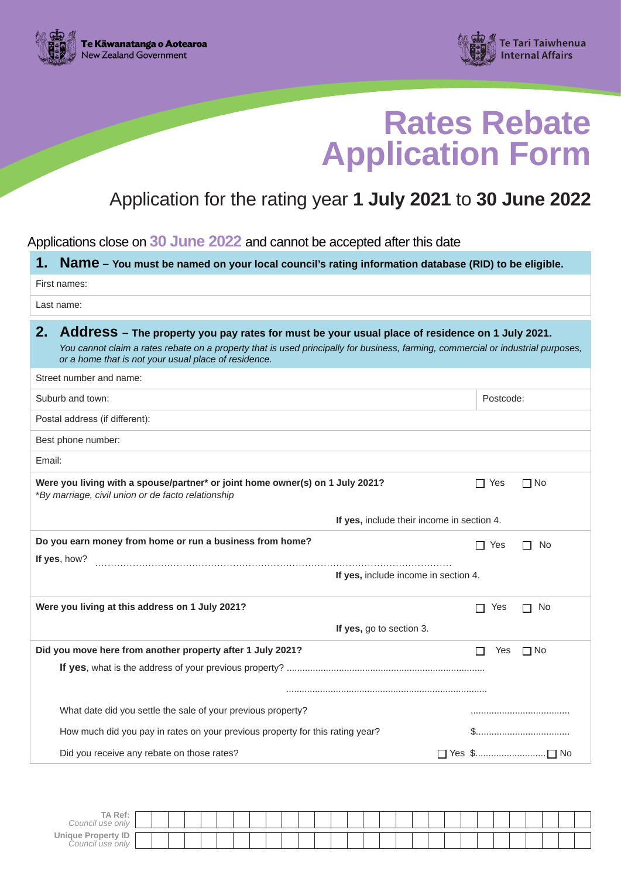Te Kāwanatanga o Aotearoa
New Zealand Government

Te Tari Taiwhenua
Internal Affairs

# Rates Rebate Application Form

## Application for the rating year **1 July 2021** to **30 June 2022**

Applications close on **30 June 2022** and cannot be accepted after this date

### 1. Name – You must be named on your local council's rating information database (RID) to be eligible.

First names:

Last name:

### 2. Address – The property you pay rates for must be your usual place of residence on 1 July 2021.

*You cannot claim a rates rebate on a property that is used principally for business, farming, commercial or industrial purposes, or a home that is not your usual place of residence.*

Street number and name:

Suburb and town: | Postcode:

Postal address (if different):

Best phone number:

Email:

**Were you living with a spouse/partner\* or joint home owner(s) on 1 July 2021?** ☐ Yes ☐ No
*\*By marriage, civil union or de facto relationship*

**If yes,** include their income in section 4.

**Do you earn money from home or run a business from home?** ☐ Yes ☐ No

**If yes**, how? ............................................................................................................

**If yes,** include income in section 4.

**Were you living at this address on 1 July 2021?** ☐ Yes ☐ No

**If yes,** go to section 3.

**Did you move here from another property after 1 July 2021?** ☐ Yes ☐ No

**If yes**, what is the address of your previous property? ..........................................................................

..........................................................................

What date did you settle the sale of your previous property? ......................................

How much did you pay in rates on your previous property for this rating year? $....................................

Did you receive any rebate on those rates? ☐ Yes $........................... ☐ No

**TA Ref:** *Council use only*

**Unique Property ID** *Council use only*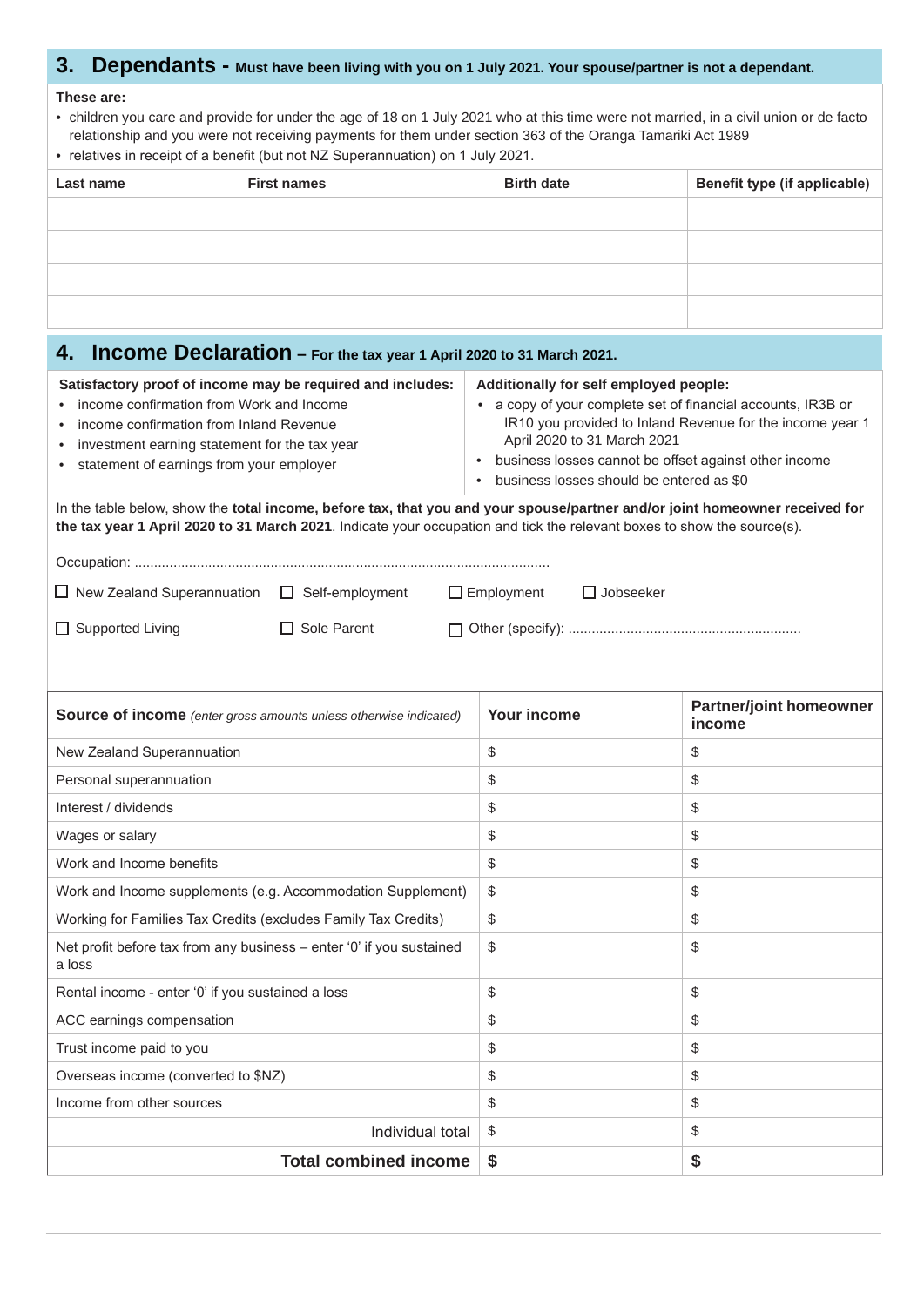## 3. Dependants - Must have been living with you on 1 July 2021. Your spouse/partner is not a dependant.

**These are:**

- children you care and provide for under the age of 18 on 1 July 2021 who at this time were not married, in a civil union or de facto relationship and you were not receiving payments for them under section 363 of the Oranga Tamariki Act 1989
- relatives in receipt of a benefit (but not NZ Superannuation) on 1 July 2021.

| Last name | First names | Birth date | Benefit type (if applicable) |
|---|---|---|---|
| | | | |
| | | | |
| | | | |
| | | | |

## 4. Income Declaration – For the tax year 1 April 2020 to 31 March 2021.

**Satisfactory proof of income may be required and includes:**

- income confirmation from Work and Income
- income confirmation from Inland Revenue
- investment earning statement for the tax year
- statement of earnings from your employer

**Additionally for self employed people:**

- a copy of your complete set of financial accounts, IR3B or IR10 you provided to Inland Revenue for the income year 1 April 2020 to 31 March 2021
- business losses cannot be offset against other income
- business losses should be entered as $0

In the table below, show the **total income, before tax, that you and your spouse/partner and/or joint homeowner received for the tax year 1 April 2020 to 31 March 2021**. Indicate your occupation and tick the relevant boxes to show the source(s).

Occupation: ..........................................................................................................

☐ New Zealand Superannuation ☐ Self-employment ☐ Employment ☐ Jobseeker

☐ Supported Living ☐ Sole Parent ☐ Other (specify): ............................................................

| **Source of income** *(enter gross amounts unless otherwise indicated)* | **Your income** | **Partner/joint homeowner income** |
|---|---|---|
| New Zealand Superannuation | $ | $ |
| Personal superannuation | $ | $ |
| Interest / dividends | $ | $ |
| Wages or salary | $ | $ |
| Work and Income benefits | $ | $ |
| Work and Income supplements (e.g. Accommodation Supplement) | $ | $ |
| Working for Families Tax Credits (excludes Family Tax Credits) | $ | $ |
| Net profit before tax from any business – enter '0' if you sustained a loss | $ | $ |
| Rental income - enter '0' if you sustained a loss | $ | $ |
| ACC earnings compensation | $ | $ |
| Trust income paid to you | $ | $ |
| Overseas income (converted to $NZ) | $ | $ |
| Income from other sources | $ | $ |
| Individual total | $ | $ |
| **Total combined income** | **$** | **$** |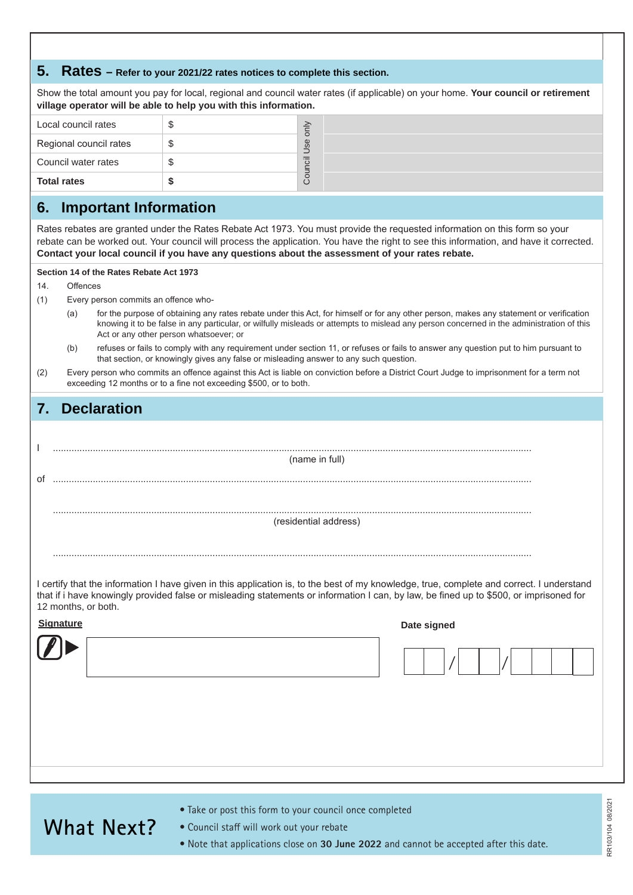## 5. Rates – Refer to your 2021/22 rates notices to complete this section.

Show the total amount you pay for local, regional and council water rates (if applicable) on your home. **Your council or retirement village operator will be able to help you with this information.**

| | | Council Use only | |
|---|---|---|---|
| Local council rates | $ | | |
| Regional council rates | $ | | |
| Council water rates | $ | | |
| **Total rates** | **$** | | |

## 6. Important Information

Rates rebates are granted under the Rates Rebate Act 1973. You must provide the requested information on this form so your rebate can be worked out. Your council will process the application. You have the right to see this information, and have it corrected. **Contact your local council if you have any questions about the assessment of your rates rebate.**

**Section 14 of the Rates Rebate Act 1973**

14. Offences

(1) Every person commits an offence who-

(a) for the purpose of obtaining any rates rebate under this Act, for himself or for any other person, makes any statement or verification knowing it to be false in any particular, or wilfully misleads or attempts to mislead any person concerned in the administration of this Act or any other person whatsoever; or

(b) refuses or fails to comply with any requirement under section 11, or refuses or fails to answer any question put to him pursuant to that section, or knowingly gives any false or misleading answer to any such question.

(2) Every person who commits an offence against this Act is liable on conviction before a District Court Judge to imprisonment for a term not exceeding 12 months or to a fine not exceeding $500, or to both.

## 7. Declaration

I ..............................................................................................................
(name in full)

of ..............................................................................................................

..............................................................................................................
(residential address)

..............................................................................................................

I certify that the information I have given in this application is, to the best of my knowledge, true, complete and correct. I understand that if i have knowingly provided false or misleading statements or information I can, by law, be fined up to $500, or imprisoned for 12 months, or both.

**Signature**

**Date signed** __ __ / __ __ / __ __ __ __

## What Next?

- Take or post this form to your council once completed
- Council staff will work out your rebate
- Note that applications close on **30 June 2022** and cannot be accepted after this date.

RR103/104 08/2021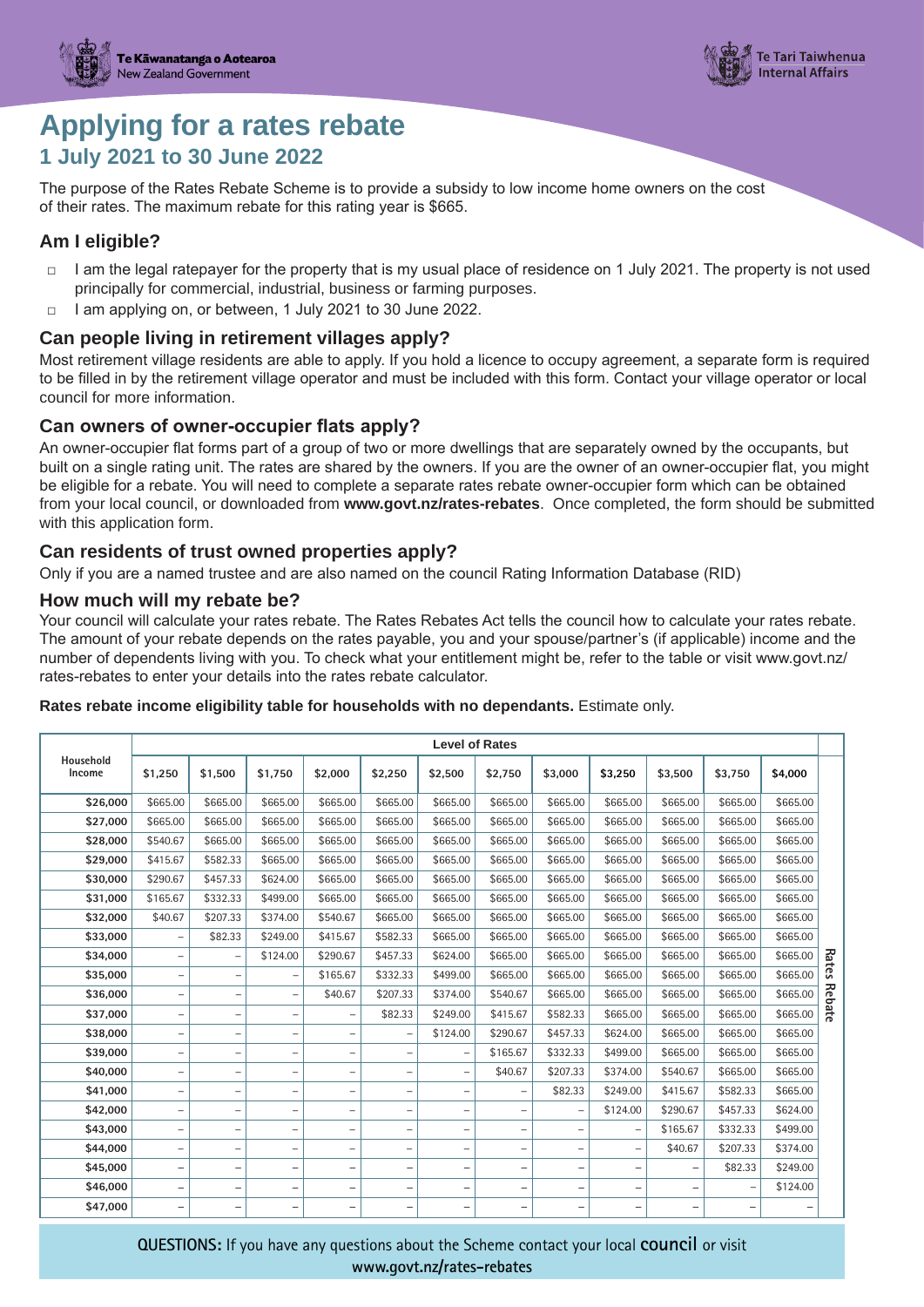Te Kāwanatanga o Aotearoa
New Zealand Government

Te Tari Taiwhenua
Internal Affairs

# Applying for a rates rebate

## 1 July 2021 to 30 June 2022

The purpose of the Rates Rebate Scheme is to provide a subsidy to low income home owners on the cost of their rates. The maximum rebate for this rating year is $665.

### Am I eligible?

- □ I am the legal ratepayer for the property that is my usual place of residence on 1 July 2021. The property is not used principally for commercial, industrial, business or farming purposes.
- □ I am applying on, or between, 1 July 2021 to 30 June 2022.

### Can people living in retirement villages apply?

Most retirement village residents are able to apply. If you hold a licence to occupy agreement, a separate form is required to be filled in by the retirement village operator and must be included with this form. Contact your village operator or local council for more information.

### Can owners of owner-occupier flats apply?

An owner-occupier flat forms part of a group of two or more dwellings that are separately owned by the occupants, but built on a single rating unit. The rates are shared by the owners. If you are the owner of an owner-occupier flat, you might be eligible for a rebate. You will need to complete a separate rates rebate owner-occupier form which can be obtained from your local council, or downloaded from **www.govt.nz/rates-rebates**. Once completed, the form should be submitted with this application form.

### Can residents of trust owned properties apply?

Only if you are a named trustee and are also named on the council Rating Information Database (RID)

### How much will my rebate be?

Your council will calculate your rates rebate. The Rates Rebates Act tells the council how to calculate your rates rebate. The amount of your rebate depends on the rates payable, you and your spouse/partner's (if applicable) income and the number of dependents living with you. To check what your entitlement might be, refer to the table or visit www.govt.nz/rates-rebates to enter your details into the rates rebate calculator.

**Rates rebate income eligibility table for households with no dependants.** Estimate only.

| Household Income | Level of Rates | | | | | | | | | | | |
|---|---|---|---|---|---|---|---|---|---|---|---|---|
| | $1,250 | $1,500 | $1,750 | $2,000 | $2,250 | $2,500 | $2,750 | $3,000 | $3,250 | $3,500 | $3,750 | $4,000 |
| $26,000 | $665.00 | $665.00 | $665.00 | $665.00 | $665.00 | $665.00 | $665.00 | $665.00 | $665.00 | $665.00 | $665.00 | $665.00 |
| $27,000 | $665.00 | $665.00 | $665.00 | $665.00 | $665.00 | $665.00 | $665.00 | $665.00 | $665.00 | $665.00 | $665.00 | $665.00 |
| $28,000 | $540.67 | $665.00 | $665.00 | $665.00 | $665.00 | $665.00 | $665.00 | $665.00 | $665.00 | $665.00 | $665.00 | $665.00 |
| $29,000 | $415.67 | $582.33 | $665.00 | $665.00 | $665.00 | $665.00 | $665.00 | $665.00 | $665.00 | $665.00 | $665.00 | $665.00 |
| $30,000 | $290.67 | $457.33 | $624.00 | $665.00 | $665.00 | $665.00 | $665.00 | $665.00 | $665.00 | $665.00 | $665.00 | $665.00 |
| $31,000 | $165.67 | $332.33 | $499.00 | $665.00 | $665.00 | $665.00 | $665.00 | $665.00 | $665.00 | $665.00 | $665.00 | $665.00 |
| $32,000 | $40.67 | $207.33 | $374.00 | $540.67 | $665.00 | $665.00 | $665.00 | $665.00 | $665.00 | $665.00 | $665.00 | $665.00 |
| $33,000 | – | $82.33 | $249.00 | $415.67 | $582.33 | $665.00 | $665.00 | $665.00 | $665.00 | $665.00 | $665.00 | $665.00 |
| $34,000 | – | – | $124.00 | $290.67 | $457.33 | $624.00 | $665.00 | $665.00 | $665.00 | $665.00 | $665.00 | $665.00 |
| $35,000 | – | – | – | $165.67 | $332.33 | $499.00 | $665.00 | $665.00 | $665.00 | $665.00 | $665.00 | $665.00 |
| $36,000 | – | – | – | $40.67 | $207.33 | $374.00 | $540.67 | $665.00 | $665.00 | $665.00 | $665.00 | $665.00 |
| $37,000 | – | – | – | – | $82.33 | $249.00 | $415.67 | $582.33 | $665.00 | $665.00 | $665.00 | $665.00 |
| $38,000 | – | – | – | – | – | $124.00 | $290.67 | $457.33 | $624.00 | $665.00 | $665.00 | $665.00 |
| $39,000 | – | – | – | – | – | – | $165.67 | $332.33 | $499.00 | $665.00 | $665.00 | $665.00 |
| $40,000 | – | – | – | – | – | – | $40.67 | $207.33 | $374.00 | $540.67 | $665.00 | $665.00 |
| $41,000 | – | – | – | – | – | – | – | $82.33 | $249.00 | $415.67 | $582.33 | $665.00 |
| $42,000 | – | – | – | – | – | – | – | – | $124.00 | $290.67 | $457.33 | $624.00 |
| $43,000 | – | – | – | – | – | – | – | – | – | $165.67 | $332.33 | $499.00 |
| $44,000 | – | – | – | – | – | – | – | – | – | $40.67 | $207.33 | $374.00 |
| $45,000 | – | – | – | – | – | – | – | – | – | – | $82.33 | $249.00 |
| $46,000 | – | – | – | – | – | – | – | – | – | – | – | $124.00 |
| $47,000 | – | – | – | – | – | – | – | – | – | – | – | – |

Rates Rebate

**QUESTIONS:** If you have any questions about the Scheme contact your local **council** or visit **www.govt.nz/rates-rebates**